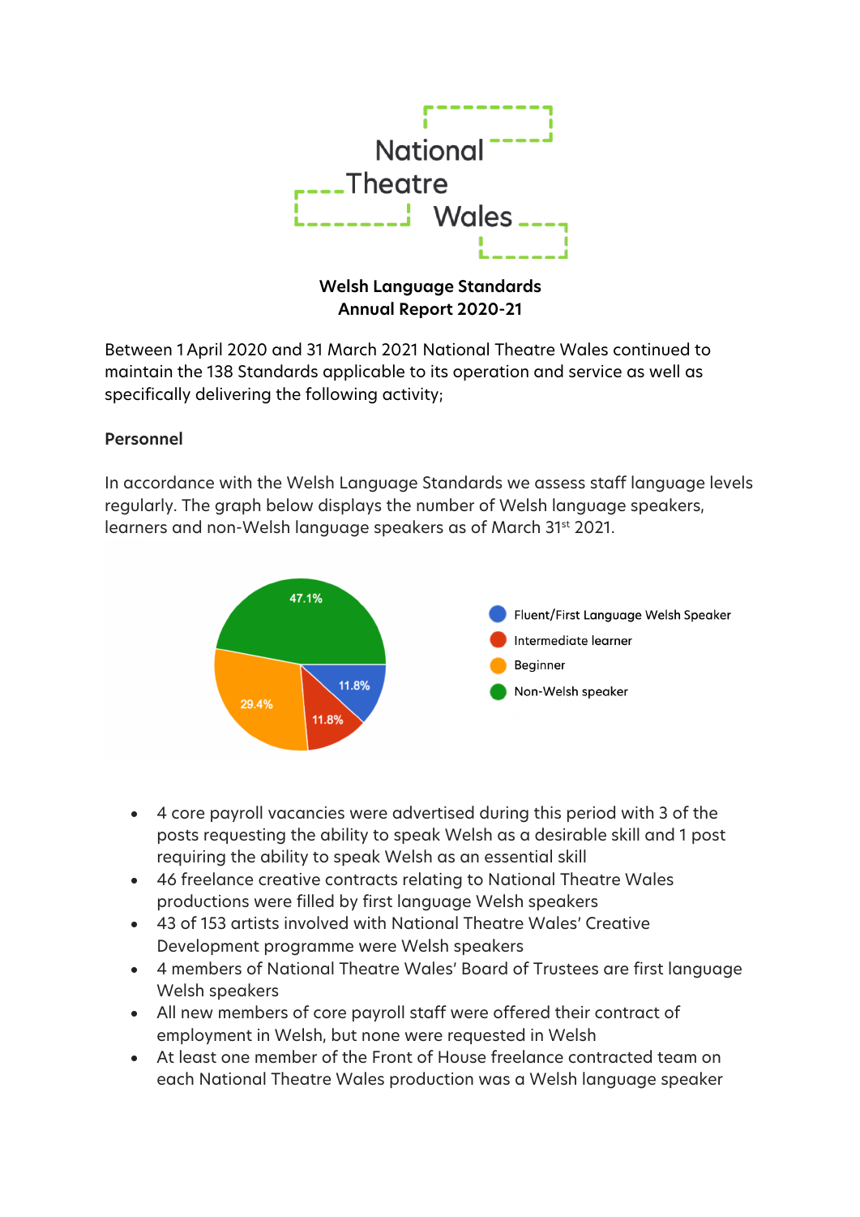National Theatre Wales

**Welsh Language Standards**
**Annual Report 2020-21**

Between 1 April 2020 and 31 March 2021 National Theatre Wales continued to maintain the 138 Standards applicable to its operation and service as well as specifically delivering the following activity;

**Personnel**

In accordance with the Welsh Language Standards we assess staff language levels regularly. The graph below displays the number of Welsh language speakers, learners and non-Welsh language speakers as of March 31st 2021.

| Category | Percentage |
|---|---|
| Fluent/First Language Welsh Speaker | 11.8% |
| Intermediate learner | 11.8% |
| Beginner | 29.4% |
| Non-Welsh speaker | 47.1% |

- 4 core payroll vacancies were advertised during this period with 3 of the posts requesting the ability to speak Welsh as a desirable skill and 1 post requiring the ability to speak Welsh as an essential skill
- 46 freelance creative contracts relating to National Theatre Wales productions were filled by first language Welsh speakers
- 43 of 153 artists involved with National Theatre Wales' Creative Development programme were Welsh speakers
- 4 members of National Theatre Wales' Board of Trustees are first language Welsh speakers
- All new members of core payroll staff were offered their contract of employment in Welsh, but none were requested in Welsh
- At least one member of the Front of House freelance contracted team on each National Theatre Wales production was a Welsh language speaker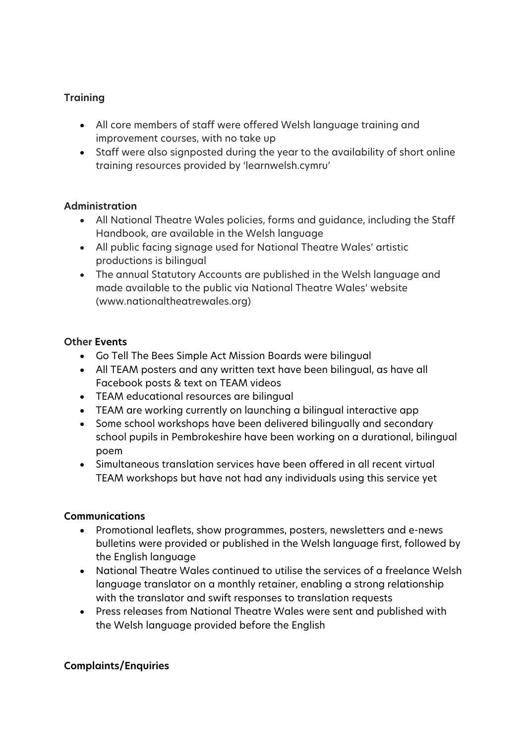**Training**

- All core members of staff were offered Welsh language training and improvement courses, with no take up
- Staff were also signposted during the year to the availability of short online training resources provided by 'learnwelsh.cymru'

**Administration**

- All National Theatre Wales policies, forms and guidance, including the Staff Handbook, are available in the Welsh language
- All public facing signage used for National Theatre Wales' artistic productions is bilingual
- The annual Statutory Accounts are published in the Welsh language and made available to the public via National Theatre Wales' website (www.nationaltheatrewales.org)

**Other Events**

- Go Tell The Bees Simple Act Mission Boards were bilingual
- All TEAM posters and any written text have been bilingual, as have all Facebook posts & text on TEAM videos
- TEAM educational resources are bilingual
- TEAM are working currently on launching a bilingual interactive app
- Some school workshops have been delivered bilingually and secondary school pupils in Pembrokeshire have been working on a durational, bilingual poem
- Simultaneous translation services have been offered in all recent virtual TEAM workshops but have not had any individuals using this service yet

**Communications**

- Promotional leaflets, show programmes, posters, newsletters and e-news bulletins were provided or published in the Welsh language first, followed by the English language
- National Theatre Wales continued to utilise the services of a freelance Welsh language translator on a monthly retainer, enabling a strong relationship with the translator and swift responses to translation requests
- Press releases from National Theatre Wales were sent and published with the Welsh language provided before the English

**Complaints/Enquiries**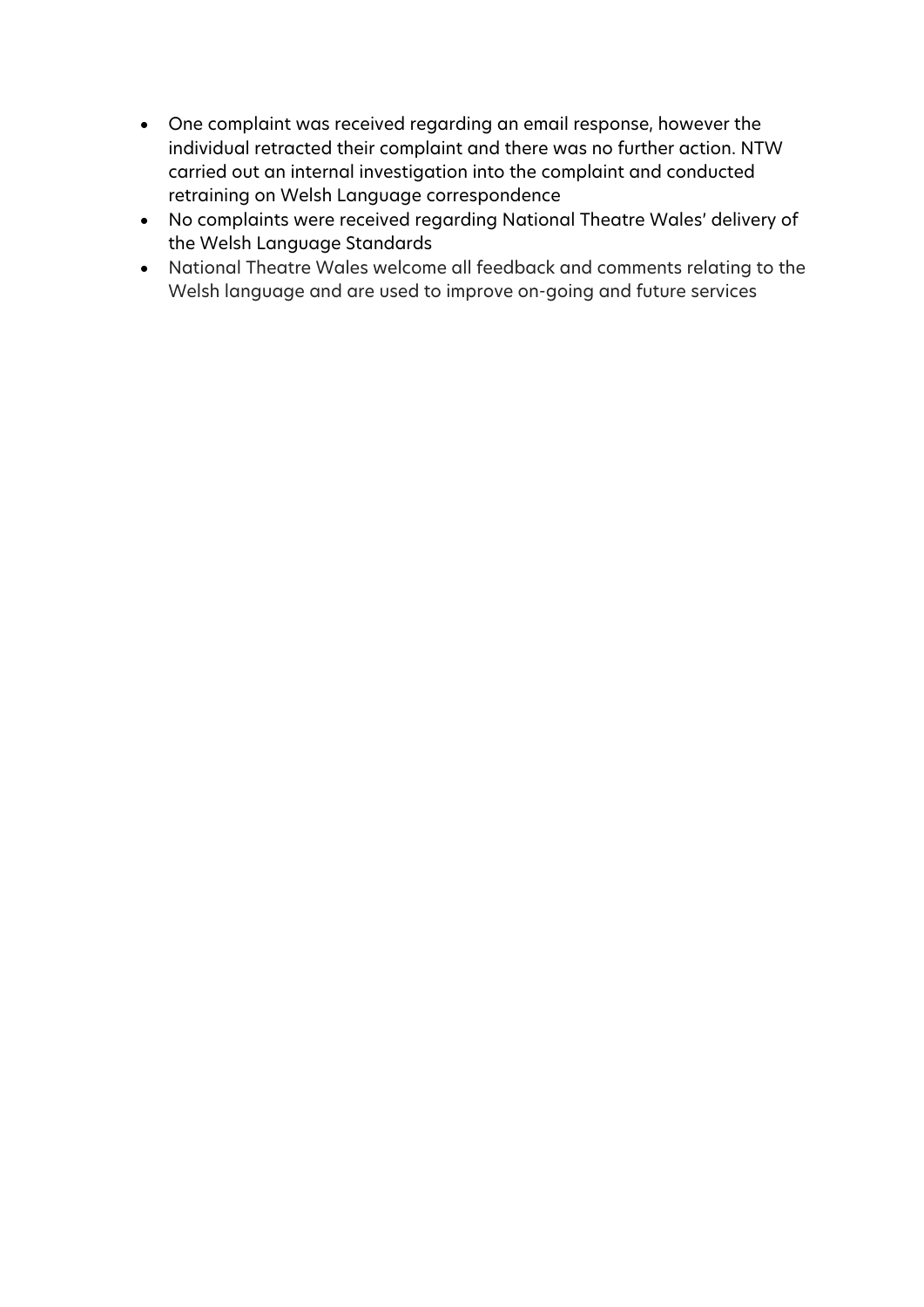- One complaint was received regarding an email response, however the individual retracted their complaint and there was no further action. NTW carried out an internal investigation into the complaint and conducted retraining on Welsh Language correspondence
- No complaints were received regarding National Theatre Wales' delivery of the Welsh Language Standards
- National Theatre Wales welcome all feedback and comments relating to the Welsh language and are used to improve on-going and future services